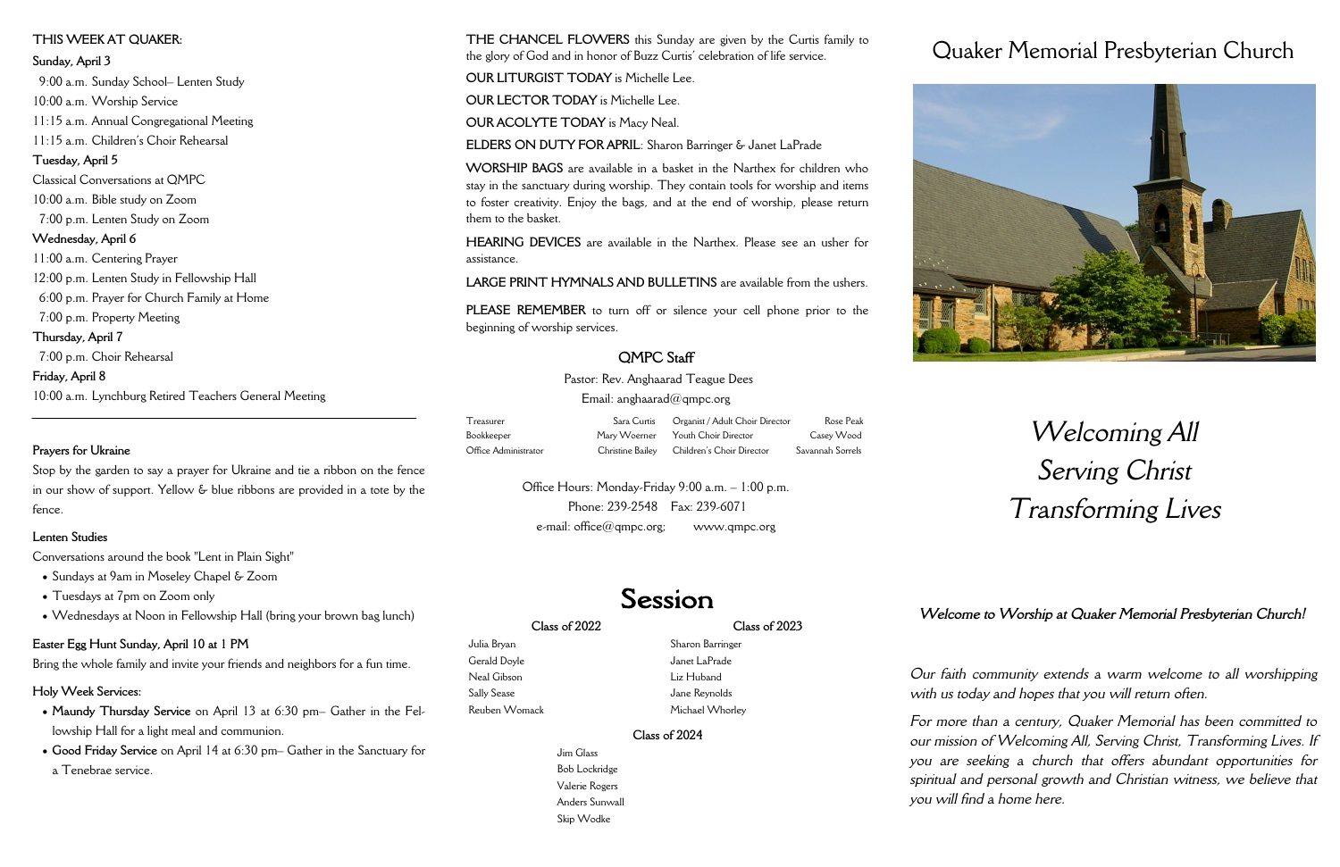**THIS WEEK AT QUAKER:**

**Sunday, April 3**

9:00 a.m. Sunday School– Lenten Study
10:00 a.m. Worship Service
11:15 a.m. Annual Congregational Meeting
11:15 a.m. Children's Choir Rehearsal

**Tuesday, April 5**

Classical Conversations at QMPC
10:00 a.m. Bible study on Zoom
7:00 p.m. Lenten Study on Zoom

**Wednesday, April 6**

11:00 a.m. Centering Prayer
12:00 p.m. Lenten Study in Fellowship Hall
6:00 p.m. Prayer for Church Family at Home
7:00 p.m. Property Meeting

**Thursday, April 7**

7:00 p.m. Choir Rehearsal

**Friday, April 8**

10:00 a.m. Lynchburg Retired Teachers General Meeting

---

**Prayers for Ukraine**

Stop by the garden to say a prayer for Ukraine and tie a ribbon on the fence in our show of support. Yellow & blue ribbons are provided in a tote by the fence.

**Lenten Studies**

Conversations around the book "Lent in Plain Sight"

- Sundays at 9am in Moseley Chapel & Zoom
- Tuesdays at 7pm on Zoom only
- Wednesdays at Noon in Fellowship Hall (bring your brown bag lunch)

**Easter Egg Hunt Sunday, April 10 at 1 PM**

Bring the whole family and invite your friends and neighbors for a fun time.

**Holy Week Services:**

- **Maundy Thursday Service** on April 13 at 6:30 pm– Gather in the Fellowship Hall for a light meal and communion.
- **Good Friday Service** on April 14 at 6:30 pm– Gather in the Sanctuary for a Tenebrae service.

**THE CHANCEL FLOWERS** this Sunday are given by the Curtis family to the glory of God and in honor of Buzz Curtis' celebration of life service.

**OUR LITURGIST TODAY** is Michelle Lee.

**OUR LECTOR TODAY** is Michelle Lee.

**OUR ACOLYTE TODAY** is Macy Neal.

**ELDERS ON DUTY FOR APRIL**: Sharon Barringer & Janet LaPrade

**WORSHIP BAGS** are available in a basket in the Narthex for children who stay in the sanctuary during worship. They contain tools for worship and items to foster creativity. Enjoy the bags, and at the end of worship, please return them to the basket.

**HEARING DEVICES** are available in the Narthex. Please see an usher for assistance.

**LARGE PRINT HYMNALS AND BULLETINS** are available from the ushers.

**PLEASE REMEMBER** to turn off or silence your cell phone prior to the beginning of worship services.

## QMPC Staff

Pastor: Rev. Anghaarad Teague Dees
Email: anghaarad@qmpc.org

| | | | |
|---|---|---|---|
| Treasurer | Sara Curtis | Organist / Adult Choir Director | Rose Peak |
| Bookkeeper | Mary Woerner | Youth Choir Director | Casey Wood |
| Office Administrator | Christine Bailey | Children's Choir Director | Savannah Sorrels |

Office Hours: Monday-Friday 9:00 a.m. – 1:00 p.m.
Phone: 239-2548 Fax: 239-6071
e-mail: office@qmpc.org; www.qmpc.org

# Session

**Class of 2022**

Julia Bryan
Gerald Doyle
Neal Gibson
Sally Sease
Reuben Womack

**Class of 2023**

Sharon Barringer
Janet LaPrade
Liz Huband
Jane Reynolds
Michael Whorley

**Class of 2024**

Jim Glass
Bob Lockridge
Valerie Rogers
Anders Sunwall
Skip Wodke

# Quaker Memorial Presbyterian Church

*Welcoming All*
*Serving Christ*
*Transforming Lives*

***Welcome to Worship at Quaker Memorial Presbyterian Church!***

*Our faith community extends a warm welcome to all worshipping with us today and hopes that you will return often.*

*For more than a century, Quaker Memorial has been committed to our mission of Welcoming All, Serving Christ, Transforming Lives. If you are seeking a church that offers abundant opportunities for spiritual and personal growth and Christian witness, we believe that you will find a home here.*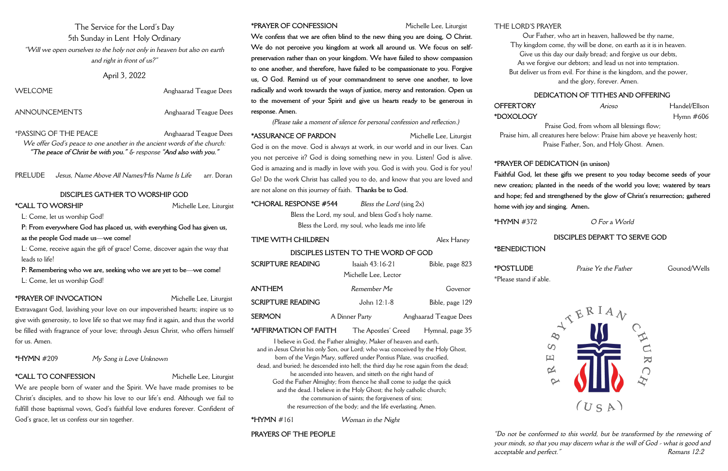# The Service for the Lord's Day

## 5th Sunday in Lent Holy Ordinary

*"Will we open ourselves to the holy not only in heaven but also on earth and right in front of us?"*

April 3, 2022

WELCOME — Anghaarad Teague Dees

ANNOUNCEMENTS — Anghaarad Teague Dees

*PASSING OF THE PEACE — Anghaarad Teague Dees

*We offer God's peace to one another in the ancient words of the church:* ***"The peace of Christ be with you."*** *& response* ***"And also with you."***

PRELUDE *Jesus, Name Above All Names/His Name Is Life* arr. Doran

### DISCIPLES GATHER TO WORSHIP GOD

**\*CALL TO WORSHIP** — Michelle Lee, Liturgist

L: Come, let us worship God!

**P: From everywhere God has placed us, with everything God has given us, as the people God made us—we come!**

L: Come, receive again the gift of grace! Come, discover again the way that leads to life!

**P: Remembering who we are, seeking who we are yet to be—we come!**

L: Come, let us worship God!

**\*PRAYER OF INVOCATION** — Michelle Lee, Liturgist

Extravagant God, lavishing your love on our impoverished hearts; inspire us to give with generosity, to love life so that we may find it again, and thus the world be filled with fragrance of your love; through Jesus Christ, who offers himself for us. Amen.

**\*HYMN** #209 *My Song is Love Unknown*

**\*CALL TO CONFESSION** — Michelle Lee, Liturgist

We are people born of water and the Spirit. We have made promises to be Christ's disciples, and to show his love to our life's end. Although we fail to fulfill those baptismal vows, God's faithful love endures forever. Confident of God's grace, let us confess our sin together.

**\*PRAYER OF CONFESSION** — Michelle Lee, Liturgist

**We confess that we are often blind to the new thing you are doing, O Christ. We do not perceive you kingdom at work all around us. We focus on self-preservation rather than on your kingdom. We have failed to show compassion to one another, and therefore, have failed to be compassionate to you. Forgive us, O God. Remind us of your commandment to serve one another, to love radically and work towards the ways of justice, mercy and restoration. Open us to the movement of your Spirit and give us hearts ready to be generous in response. Amen.**

*(Please take a moment of silence for personal confession and reflection.)*

**\*ASSURANCE OF PARDON** — Michelle Lee, Liturgist

God is on the move. God is always at work, in our world and in our lives. Can you not perceive it? God is doing something new in you. Listen! God is alive. God is amazing and is madly in love with you. God is with you. God is for you! Go! Do the work Christ has called you to do, and know that you are loved and are not alone on this journey of faith. **Thanks be to God.**

**\*CHORAL RESPONSE #544** *Bless the Lord* (sing 2x)

Bless the Lord, my soul, and bless God's holy name.
Bless the Lord, my soul, who leads me into life

TIME WITH CHILDREN — Alex Haney

### DISCIPLES LISTEN TO THE WORD OF GOD

SCRIPTURE READING — Isaiah 43:16-21 — Bible, page 823
Michelle Lee, Lector

ANTHEM *Remember Me* Govenor

SCRIPTURE READING — John 12:1-8 — Bible, page 129

SERMON — A Dinner Party — Anghaarad Teague Dees

**\*AFFIRMATION OF FAITH** — The Apostles' Creed — Hymnal, page 35

I believe in God, the Father almighty, Maker of heaven and earth,
and in Jesus Christ his only Son, our Lord; who was conceived by the Holy Ghost,
born of the Virgin Mary, suffered under Pontius Pilate, was crucified,
dead, and buried; he descended into hell; the third day he rose again from the dead;
he ascended into heaven, and sitteth on the right hand of
God the Father Almighty; from thence he shall come to judge the quick
and the dead. I believe in the Holy Ghost; the holy catholic church;
the communion of saints; the forgiveness of sins;
the resurrection of the body; and the life everlasting. Amen.

**\*HYMN** #161 *Woman in the Night*

PRAYERS OF THE PEOPLE

THE LORD'S PRAYER

Our Father, who art in heaven, hallowed be thy name,
Thy kingdom come, thy will be done, on earth as it is in heaven.
Give us this day our daily bread; and forgive us our debts,
As we forgive our debtors; and lead us not into temptation.
But deliver us from evil. For thine is the kingdom, and the power,
and the glory, forever. Amen.

### DEDICATION OF TITHES AND OFFERING

**OFFERTORY** *Arioso* Handel/Ellson

**\*DOXOLOGY** Hymn #606

Praise God, from whom all blessings flow;
Praise him, all creatures here below: Praise him above ye heavenly host;
Praise Father, Son, and Holy Ghost. Amen.

**\*PRAYER OF DEDICATION (in unison)**

**Faithful God, let these gifts we present to you today become seeds of your new creation; planted in the needs of the world you love; watered by tears and hope; fed and strengthened by the glow of Christ's resurrection; gathered home with joy and singing. Amen.**

**\*HYMN** #372 *O For a World*

### DISCIPLES DEPART TO SERVE GOD

**\*BENEDICTION**

**\*POSTLUDE** *Praise Ye the Father* Gounod/Wells

\*Please stand if able.

PRESBYTERIAN CHURCH (USA)

*"Do not be conformed to this world, but be transformed by the renewing of your minds, so that you may discern what is the will of God - what is good and acceptable and perfect."* Romans 12:2